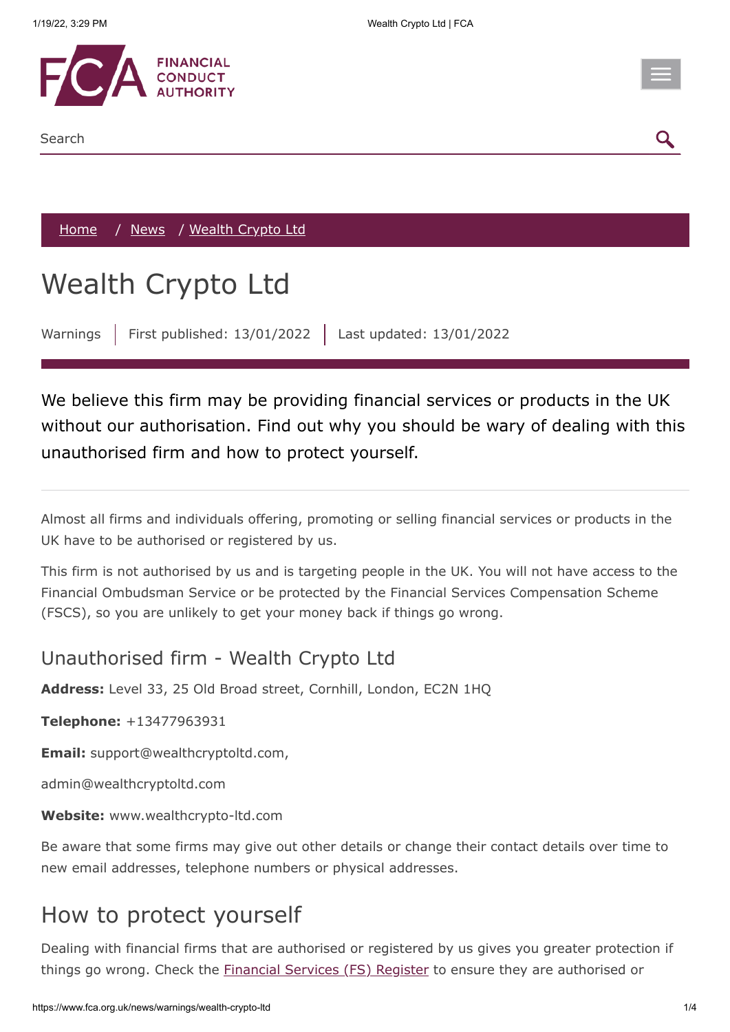FINANCIAL CONDUCT AUTHORITY

Search

Home / News / Wealth Crypto Ltd

# Wealth Crypto Ltd

Warnings | First published: 13/01/2022 | Last updated: 13/01/2022

We believe this firm may be providing financial services or products in the UK without our authorisation. Find out why you should be wary of dealing with this unauthorised firm and how to protect yourself.

Almost all firms and individuals offering, promoting or selling financial services or products in the UK have to be authorised or registered by us.

This firm is not authorised by us and is targeting people in the UK. You will not have access to the Financial Ombudsman Service or be protected by the Financial Services Compensation Scheme (FSCS), so you are unlikely to get your money back if things go wrong.

## Unauthorised firm - Wealth Crypto Ltd

**Address:** Level 33, 25 Old Broad street, Cornhill, London, EC2N 1HQ

**Telephone:** +13477963931

**Email:** support@wealthcryptoltd.com,

admin@wealthcryptoltd.com

**Website:** www.wealthcrypto-ltd.com

Be aware that some firms may give out other details or change their contact details over time to new email addresses, telephone numbers or physical addresses.

## How to protect yourself

Dealing with financial firms that are authorised or registered by us gives you greater protection if things go wrong. Check the Financial Services (FS) Register to ensure they are authorised or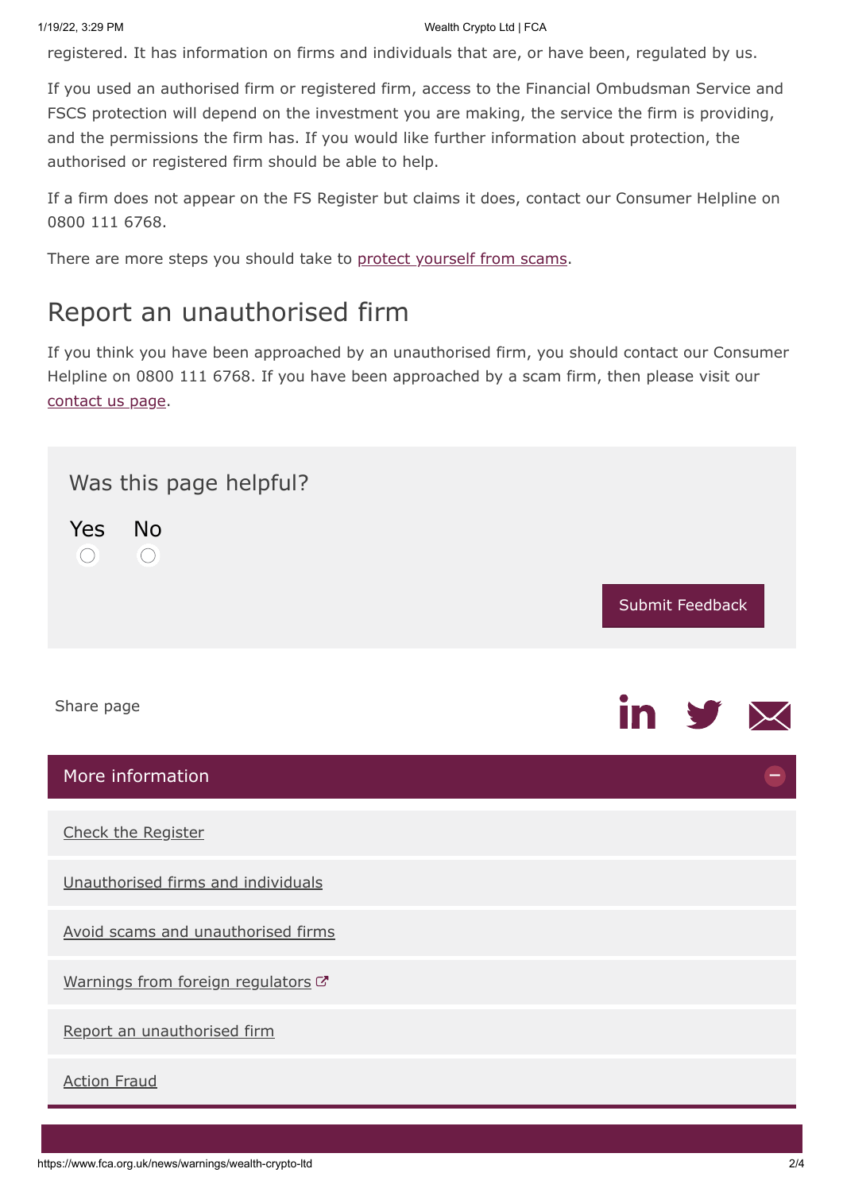registered. It has information on firms and individuals that are, or have been, regulated by us.

If you used an authorised firm or registered firm, access to the Financial Ombudsman Service and FSCS protection will depend on the investment you are making, the service the firm is providing, and the permissions the firm has. If you would like further information about protection, the authorised or registered firm should be able to help.

If a firm does not appear on the FS Register but claims it does, contact our Consumer Helpline on 0800 111 6768.

There are more steps you should take to protect yourself from scams.

## Report an unauthorised firm

If you think you have been approached by an unauthorised firm, you should contact our Consumer Helpline on 0800 111 6768. If you have been approached by a scam firm, then please visit our contact us page.

Was this page helpful?

Yes No

Submit Feedback

Share page

### More information

- Check the Register
- Unauthorised firms and individuals
- Avoid scams and unauthorised firms
- Warnings from foreign regulators
- Report an unauthorised firm
- Action Fraud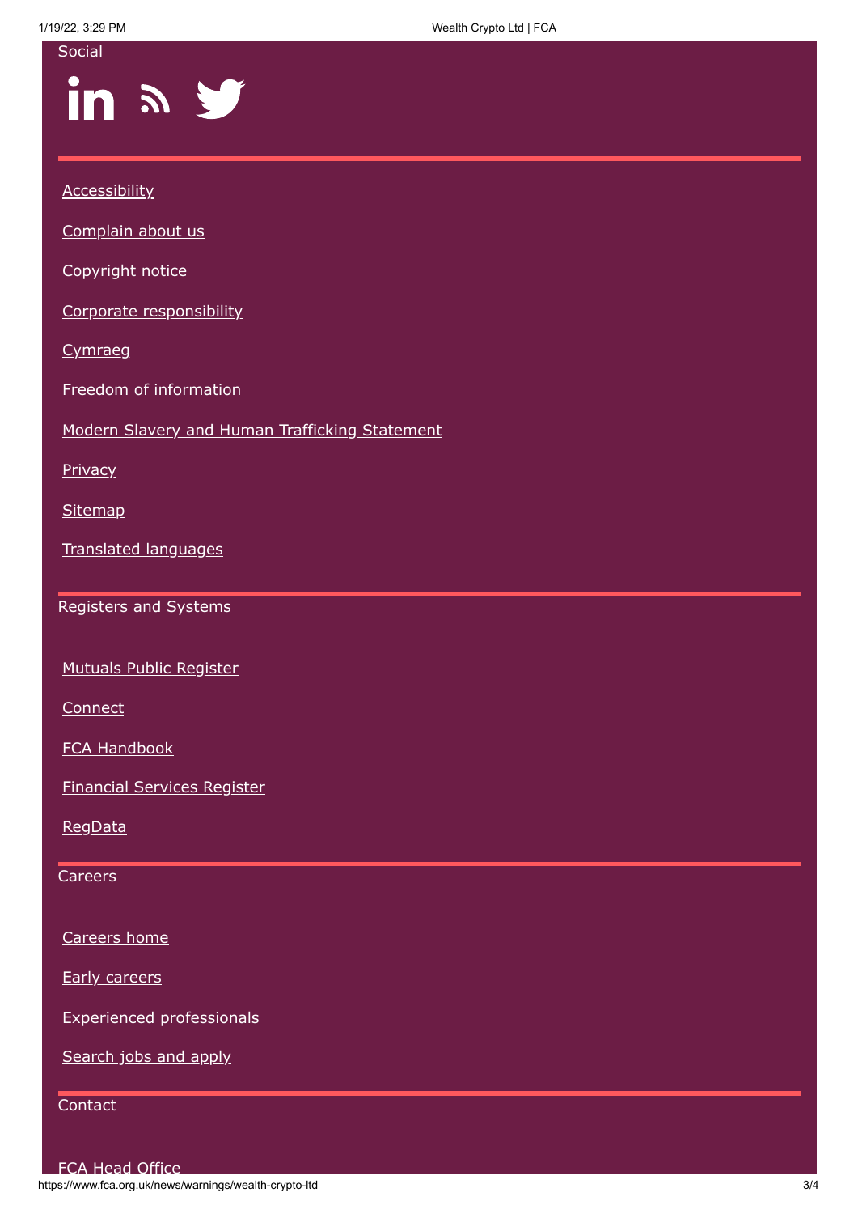Social

- Accessibility
- Complain about us
- Copyright notice
- Corporate responsibility
- Cymraeg
- Freedom of information
- Modern Slavery and Human Trafficking Statement
- Privacy
- Sitemap
- Translated languages

Registers and Systems

- Mutuals Public Register
- Connect
- FCA Handbook
- Financial Services Register
- RegData

Careers

- Careers home
- Early careers
- Experienced professionals
- Search jobs and apply

Contact

FCA Head Office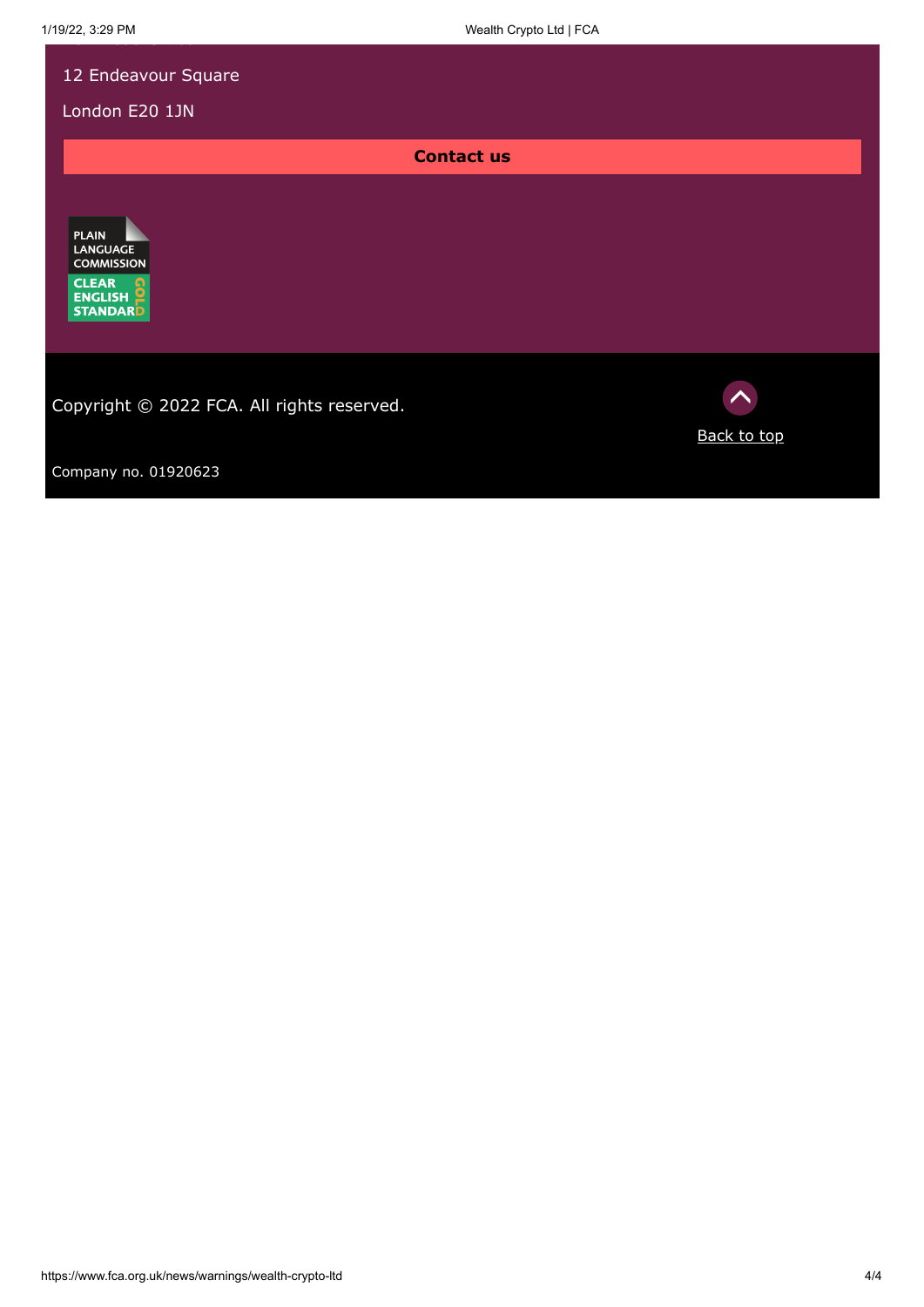12 Endeavour Square

London E20 1JN

**Contact us**

PLAIN LANGUAGE COMMISSION CLEAR ENGLISH STANDARD GOLD

Copyright © 2022 FCA. All rights reserved.

Back to top

Company no. 01920623